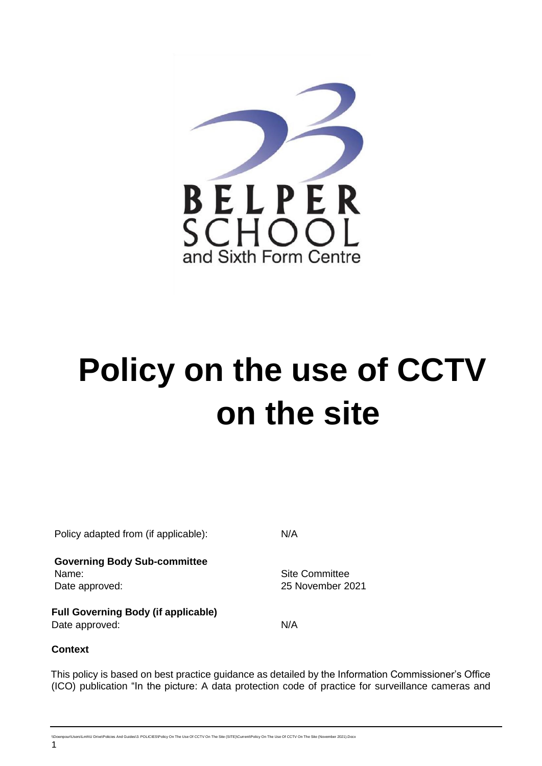BELPER SCHOOL and Sixth Form Centre

# Policy on the use of CCTV on the site

| | |
|---|---|
| Policy adapted from (if applicable): | N/A |
| **Governing Body Sub-committee** | |
| Name: | Site Committee |
| Date approved: | 25 November 2021 |
| **Full Governing Body (if applicable)** | |
| Date approved: | N/A |

**Context**

This policy is based on best practice guidance as detailed by the Information Commissioner's Office (ICO) publication "In the picture: A data protection code of practice for surveillance cameras and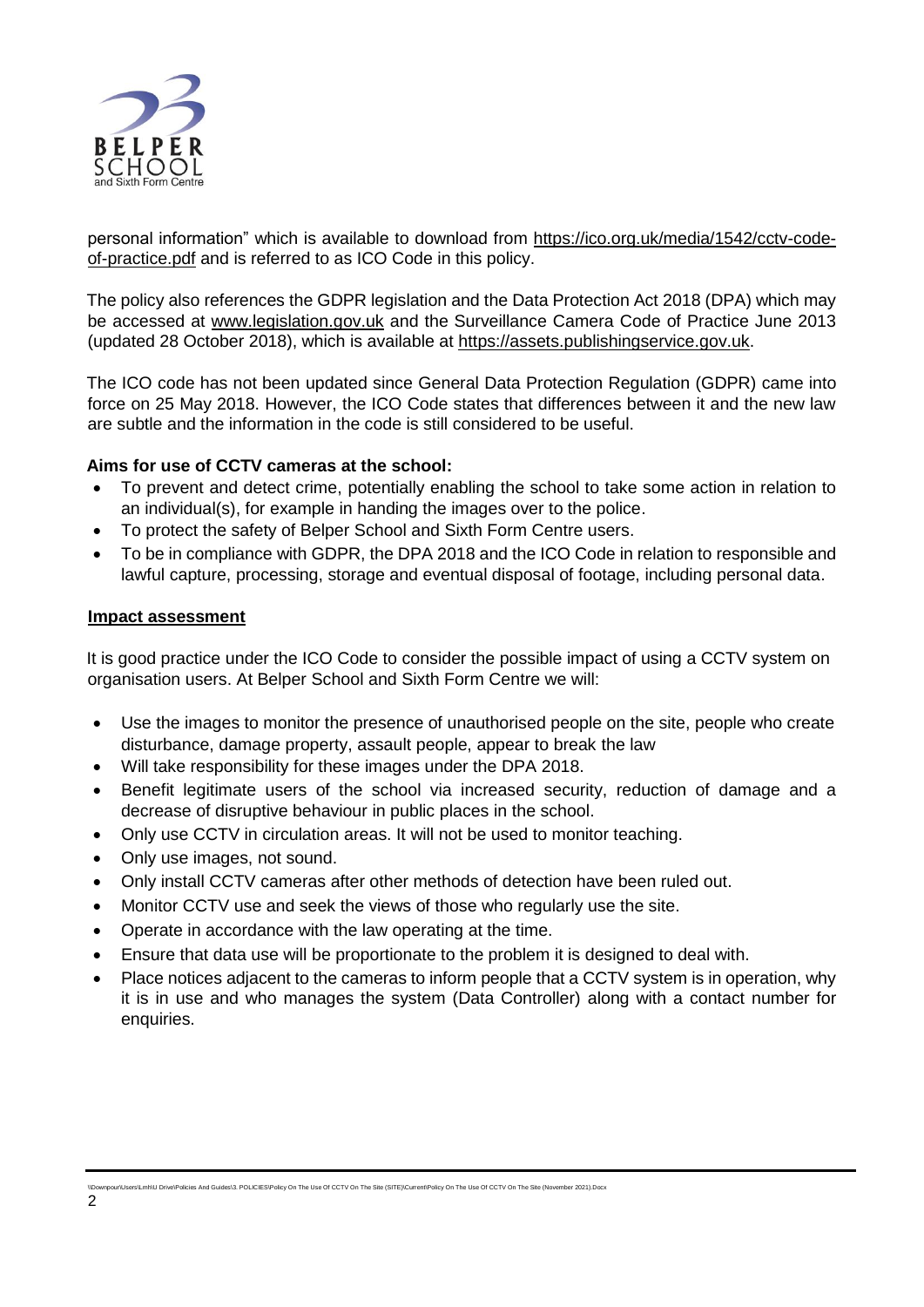personal information" which is available to download from https://ico.org.uk/media/1542/cctv-code-of-practice.pdf and is referred to as ICO Code in this policy.

The policy also references the GDPR legislation and the Data Protection Act 2018 (DPA) which may be accessed at www.legislation.gov.uk and the Surveillance Camera Code of Practice June 2013 (updated 28 October 2018), which is available at https://assets.publishingservice.gov.uk.

The ICO code has not been updated since General Data Protection Regulation (GDPR) came into force on 25 May 2018. However, the ICO Code states that differences between it and the new law are subtle and the information in the code is still considered to be useful.

**Aims for use of CCTV cameras at the school:**

- To prevent and detect crime, potentially enabling the school to take some action in relation to an individual(s), for example in handing the images over to the police.
- To protect the safety of Belper School and Sixth Form Centre users.
- To be in compliance with GDPR, the DPA 2018 and the ICO Code in relation to responsible and lawful capture, processing, storage and eventual disposal of footage, including personal data.

**Impact assessment**

It is good practice under the ICO Code to consider the possible impact of using a CCTV system on organisation users. At Belper School and Sixth Form Centre we will:

- Use the images to monitor the presence of unauthorised people on the site, people who create disturbance, damage property, assault people, appear to break the law
- Will take responsibility for these images under the DPA 2018.
- Benefit legitimate users of the school via increased security, reduction of damage and a decrease of disruptive behaviour in public places in the school.
- Only use CCTV in circulation areas. It will not be used to monitor teaching.
- Only use images, not sound.
- Only install CCTV cameras after other methods of detection have been ruled out.
- Monitor CCTV use and seek the views of those who regularly use the site.
- Operate in accordance with the law operating at the time.
- Ensure that data use will be proportionate to the problem it is designed to deal with.
- Place notices adjacent to the cameras to inform people that a CCTV system is in operation, why it is in use and who manages the system (Data Controller) along with a contact number for enquiries.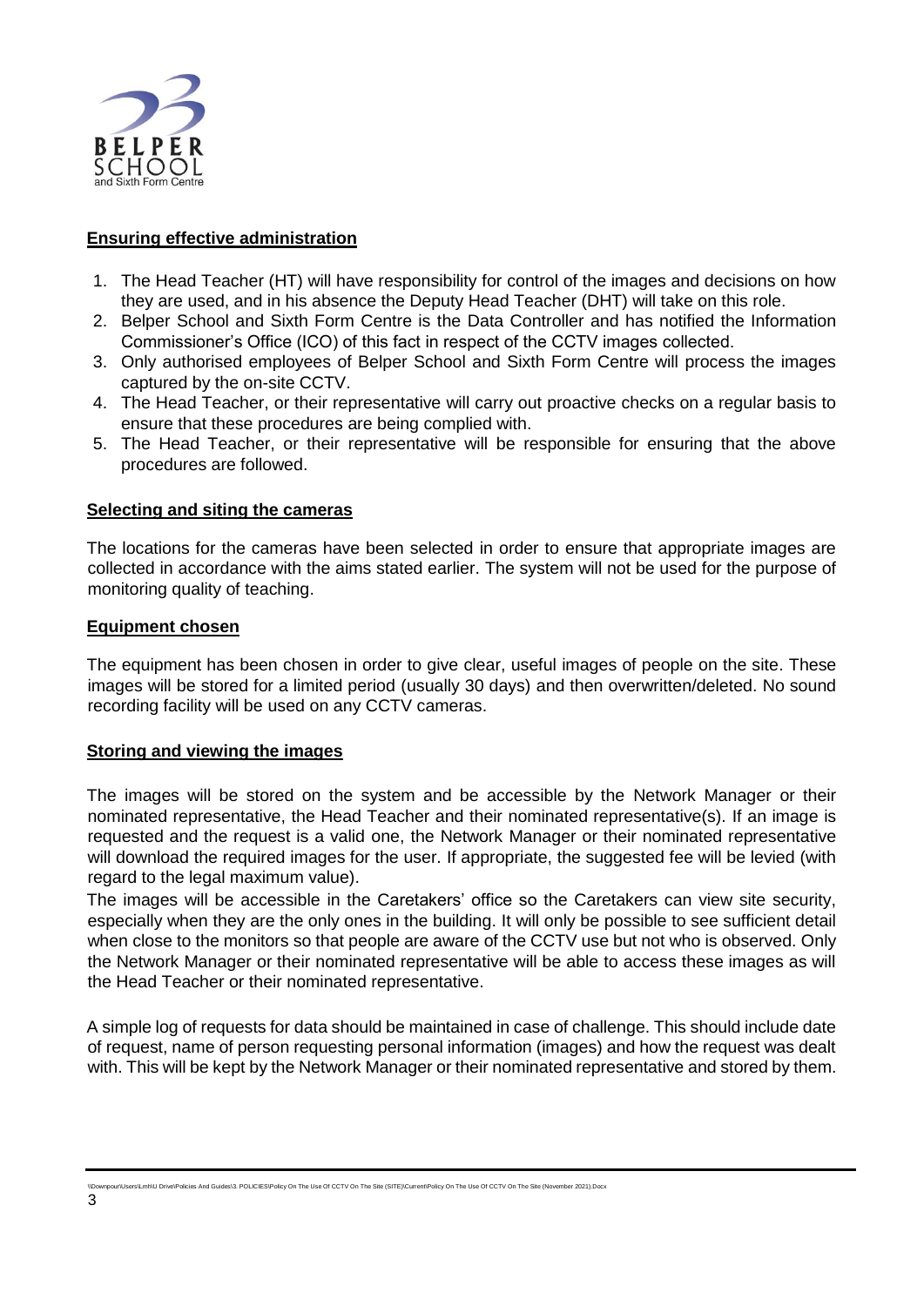## Ensuring effective administration

1. The Head Teacher (HT) will have responsibility for control of the images and decisions on how they are used, and in his absence the Deputy Head Teacher (DHT) will take on this role.
2. Belper School and Sixth Form Centre is the Data Controller and has notified the Information Commissioner's Office (ICO) of this fact in respect of the CCTV images collected.
3. Only authorised employees of Belper School and Sixth Form Centre will process the images captured by the on-site CCTV.
4. The Head Teacher, or their representative will carry out proactive checks on a regular basis to ensure that these procedures are being complied with.
5. The Head Teacher, or their representative will be responsible for ensuring that the above procedures are followed.

## Selecting and siting the cameras

The locations for the cameras have been selected in order to ensure that appropriate images are collected in accordance with the aims stated earlier. The system will not be used for the purpose of monitoring quality of teaching.

## Equipment chosen

The equipment has been chosen in order to give clear, useful images of people on the site. These images will be stored for a limited period (usually 30 days) and then overwritten/deleted. No sound recording facility will be used on any CCTV cameras.

## Storing and viewing the images

The images will be stored on the system and be accessible by the Network Manager or their nominated representative, the Head Teacher and their nominated representative(s). If an image is requested and the request is a valid one, the Network Manager or their nominated representative will download the required images for the user. If appropriate, the suggested fee will be levied (with regard to the legal maximum value).

The images will be accessible in the Caretakers' office so the Caretakers can view site security, especially when they are the only ones in the building. It will only be possible to see sufficient detail when close to the monitors so that people are aware of the CCTV use but not who is observed. Only the Network Manager or their nominated representative will be able to access these images as will the Head Teacher or their nominated representative.

A simple log of requests for data should be maintained in case of challenge. This should include date of request, name of person requesting personal information (images) and how the request was dealt with. This will be kept by the Network Manager or their nominated representative and stored by them.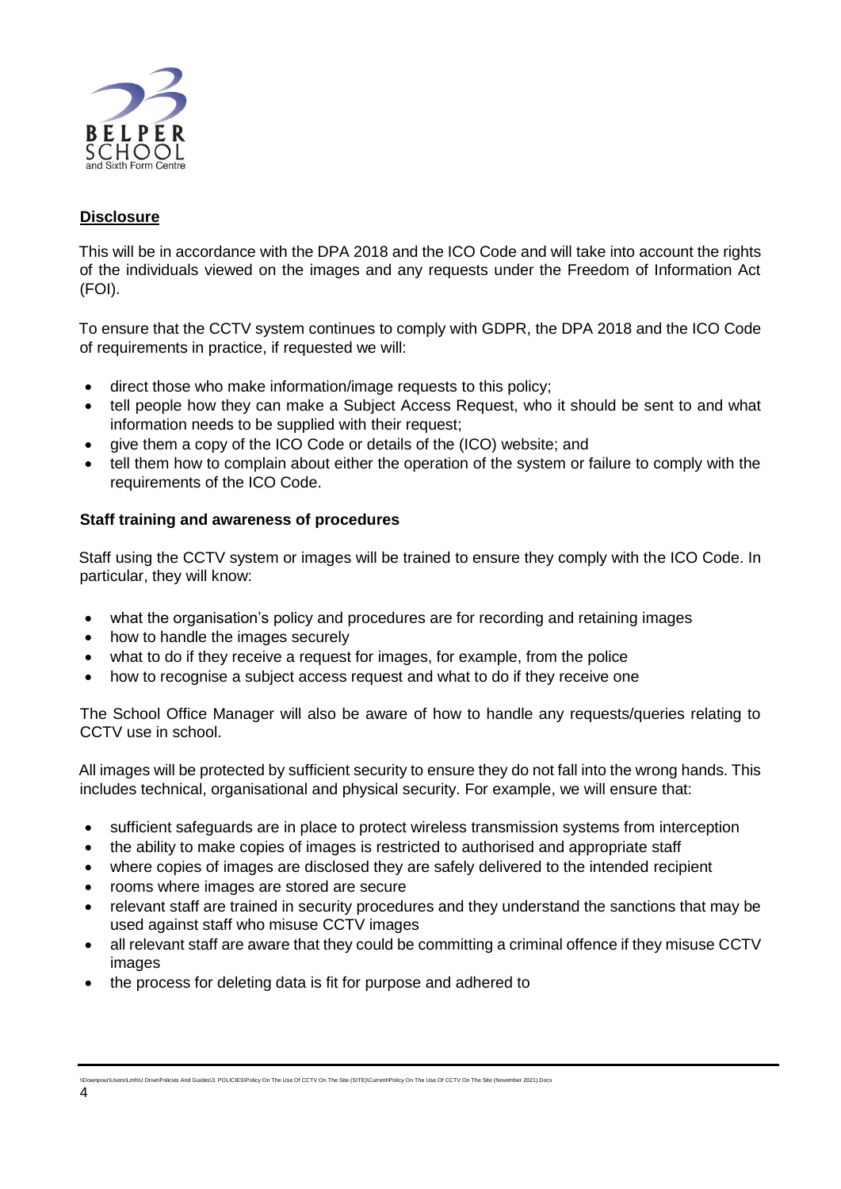## Disclosure

This will be in accordance with the DPA 2018 and the ICO Code and will take into account the rights of the individuals viewed on the images and any requests under the Freedom of Information Act (FOI).

To ensure that the CCTV system continues to comply with GDPR, the DPA 2018 and the ICO Code of requirements in practice, if requested we will:

- direct those who make information/image requests to this policy;
- tell people how they can make a Subject Access Request, who it should be sent to and what information needs to be supplied with their request;
- give them a copy of the ICO Code or details of the (ICO) website; and
- tell them how to complain about either the operation of the system or failure to comply with the requirements of the ICO Code.

### Staff training and awareness of procedures

Staff using the CCTV system or images will be trained to ensure they comply with the ICO Code. In particular, they will know:

- what the organisation's policy and procedures are for recording and retaining images
- how to handle the images securely
- what to do if they receive a request for images, for example, from the police
- how to recognise a subject access request and what to do if they receive one

The School Office Manager will also be aware of how to handle any requests/queries relating to CCTV use in school.

All images will be protected by sufficient security to ensure they do not fall into the wrong hands. This includes technical, organisational and physical security. For example, we will ensure that:

- sufficient safeguards are in place to protect wireless transmission systems from interception
- the ability to make copies of images is restricted to authorised and appropriate staff
- where copies of images are disclosed they are safely delivered to the intended recipient
- rooms where images are stored are secure
- relevant staff are trained in security procedures and they understand the sanctions that may be used against staff who misuse CCTV images
- all relevant staff are aware that they could be committing a criminal offence if they misuse CCTV images
- the process for deleting data is fit for purpose and adhered to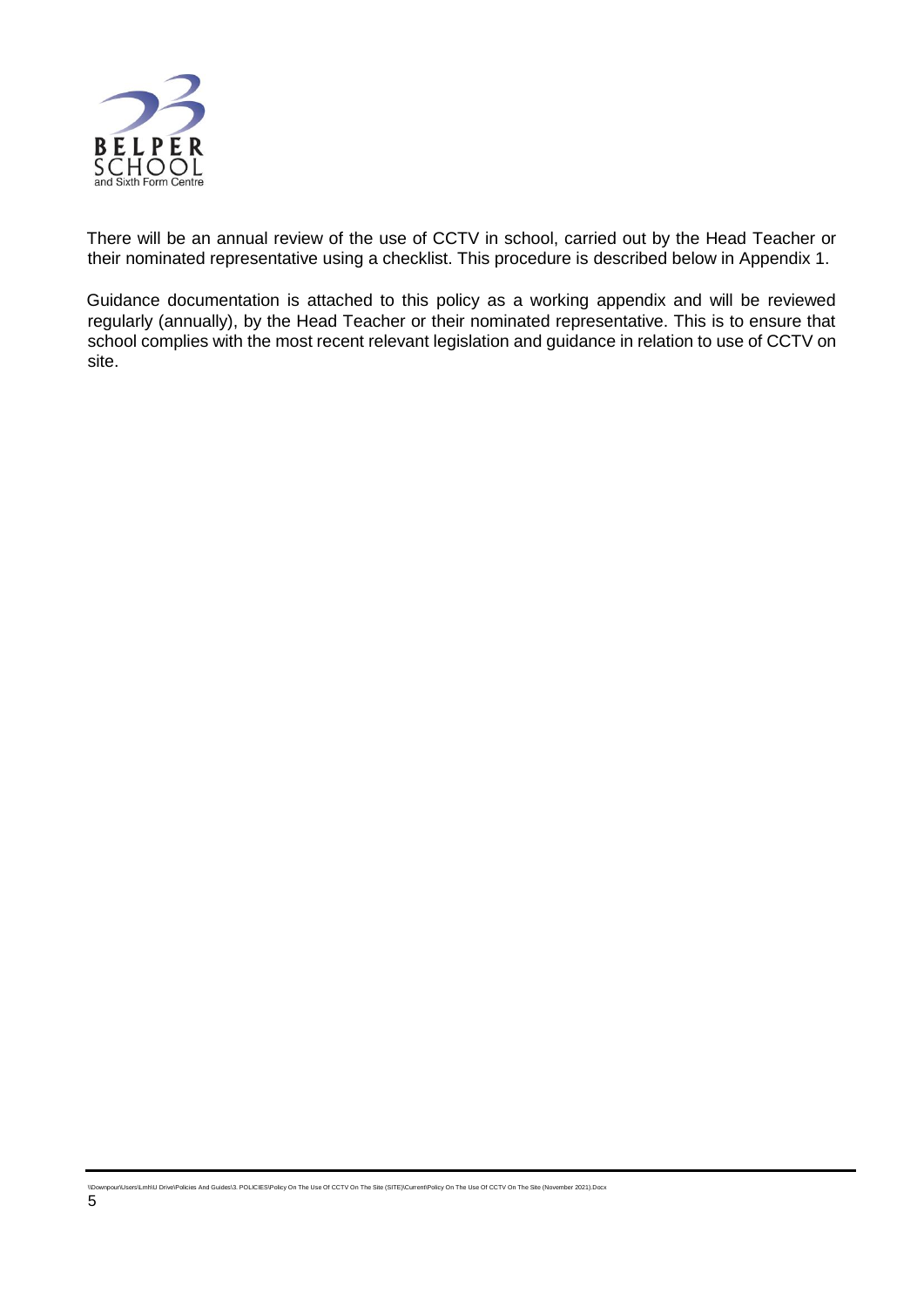There will be an annual review of the use of CCTV in school, carried out by the Head Teacher or their nominated representative using a checklist. This procedure is described below in Appendix 1.

Guidance documentation is attached to this policy as a working appendix and will be reviewed regularly (annually), by the Head Teacher or their nominated representative. This is to ensure that school complies with the most recent relevant legislation and guidance in relation to use of CCTV on site.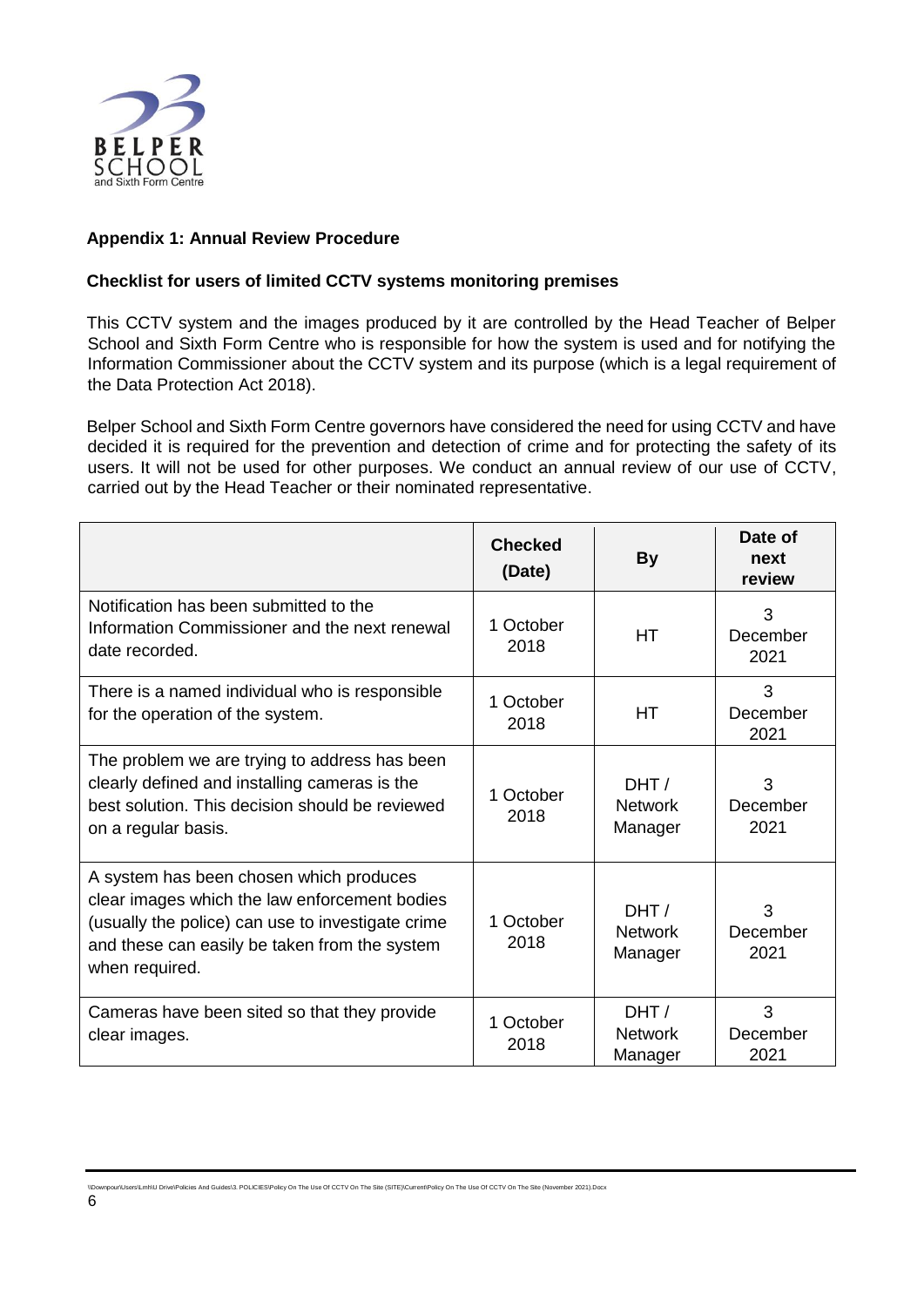### Appendix 1: Annual Review Procedure

**Checklist for users of limited CCTV systems monitoring premises**

This CCTV system and the images produced by it are controlled by the Head Teacher of Belper School and Sixth Form Centre who is responsible for how the system is used and for notifying the Information Commissioner about the CCTV system and its purpose (which is a legal requirement of the Data Protection Act 2018).

Belper School and Sixth Form Centre governors have considered the need for using CCTV and have decided it is required for the prevention and detection of crime and for protecting the safety of its users. It will not be used for other purposes. We conduct an annual review of our use of CCTV, carried out by the Head Teacher or their nominated representative.

| | Checked (Date) | By | Date of next review |
|---|---|---|---|
| Notification has been submitted to the Information Commissioner and the next renewal date recorded. | 1 October 2018 | HT | 3 December 2021 |
| There is a named individual who is responsible for the operation of the system. | 1 October 2018 | HT | 3 December 2021 |
| The problem we are trying to address has been clearly defined and installing cameras is the best solution. This decision should be reviewed on a regular basis. | 1 October 2018 | DHT / Network Manager | 3 December 2021 |
| A system has been chosen which produces clear images which the law enforcement bodies (usually the police) can use to investigate crime and these can easily be taken from the system when required. | 1 October 2018 | DHT / Network Manager | 3 December 2021 |
| Cameras have been sited so that they provide clear images. | 1 October 2018 | DHT / Network Manager | 3 December 2021 |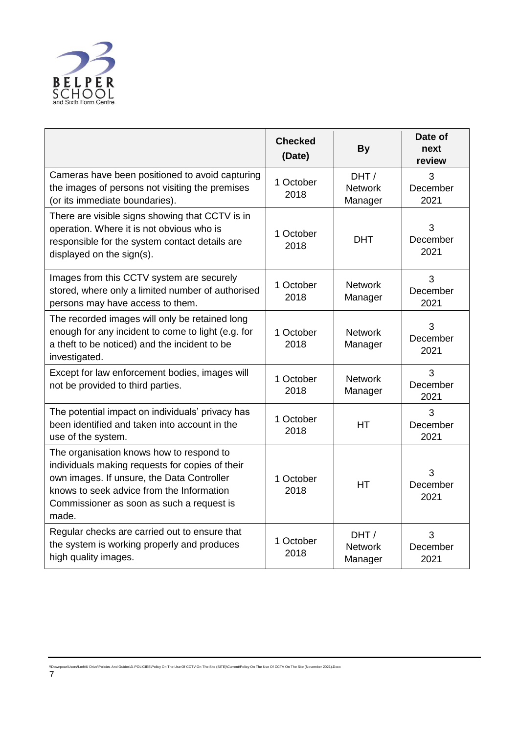| | Checked (Date) | By | Date of next review |
|---|---|---|---|
| Cameras have been positioned to avoid capturing the images of persons not visiting the premises (or its immediate boundaries). | 1 October 2018 | DHT / Network Manager | 3 December 2021 |
| There are visible signs showing that CCTV is in operation. Where it is not obvious who is responsible for the system contact details are displayed on the sign(s). | 1 October 2018 | DHT | 3 December 2021 |
| Images from this CCTV system are securely stored, where only a limited number of authorised persons may have access to them. | 1 October 2018 | Network Manager | 3 December 2021 |
| The recorded images will only be retained long enough for any incident to come to light (e.g. for a theft to be noticed) and the incident to be investigated. | 1 October 2018 | Network Manager | 3 December 2021 |
| Except for law enforcement bodies, images will not be provided to third parties. | 1 October 2018 | Network Manager | 3 December 2021 |
| The potential impact on individuals' privacy has been identified and taken into account in the use of the system. | 1 October 2018 | HT | 3 December 2021 |
| The organisation knows how to respond to individuals making requests for copies of their own images. If unsure, the Data Controller knows to seek advice from the Information Commissioner as soon as such a request is made. | 1 October 2018 | HT | 3 December 2021 |
| Regular checks are carried out to ensure that the system is working properly and produces high quality images. | 1 October 2018 | DHT / Network Manager | 3 December 2021 |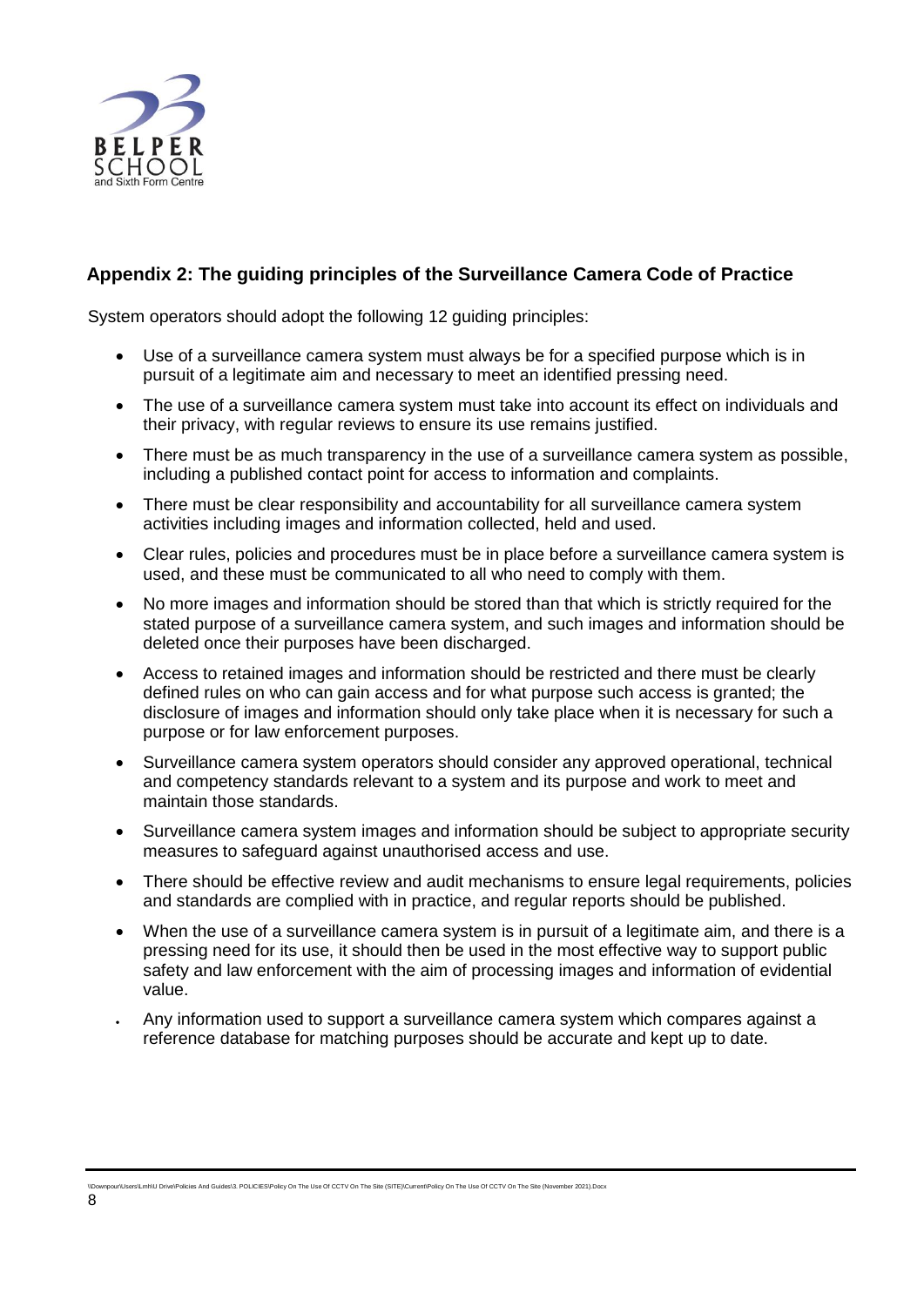## Appendix 2: The guiding principles of the Surveillance Camera Code of Practice

System operators should adopt the following 12 guiding principles:

- Use of a surveillance camera system must always be for a specified purpose which is in pursuit of a legitimate aim and necessary to meet an identified pressing need.
- The use of a surveillance camera system must take into account its effect on individuals and their privacy, with regular reviews to ensure its use remains justified.
- There must be as much transparency in the use of a surveillance camera system as possible, including a published contact point for access to information and complaints.
- There must be clear responsibility and accountability for all surveillance camera system activities including images and information collected, held and used.
- Clear rules, policies and procedures must be in place before a surveillance camera system is used, and these must be communicated to all who need to comply with them.
- No more images and information should be stored than that which is strictly required for the stated purpose of a surveillance camera system, and such images and information should be deleted once their purposes have been discharged.
- Access to retained images and information should be restricted and there must be clearly defined rules on who can gain access and for what purpose such access is granted; the disclosure of images and information should only take place when it is necessary for such a purpose or for law enforcement purposes.
- Surveillance camera system operators should consider any approved operational, technical and competency standards relevant to a system and its purpose and work to meet and maintain those standards.
- Surveillance camera system images and information should be subject to appropriate security measures to safeguard against unauthorised access and use.
- There should be effective review and audit mechanisms to ensure legal requirements, policies and standards are complied with in practice, and regular reports should be published.
- When the use of a surveillance camera system is in pursuit of a legitimate aim, and there is a pressing need for its use, it should then be used in the most effective way to support public safety and law enforcement with the aim of processing images and information of evidential value.
- Any information used to support a surveillance camera system which compares against a reference database for matching purposes should be accurate and kept up to date.